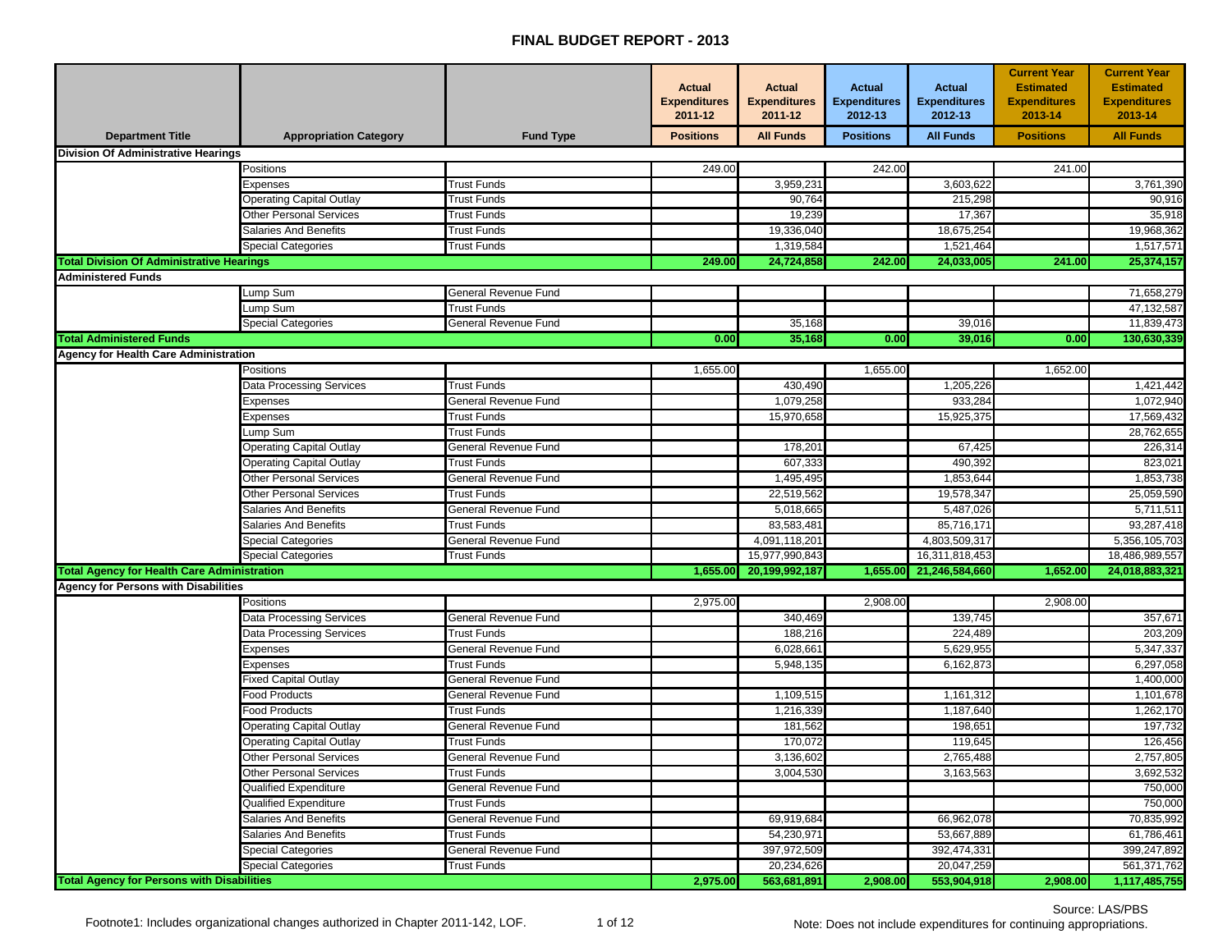# FINAL BUDGET REPORT - 2013

| Department Title | Appropriation Category | Fund Type | Actual Expenditures 2011-12 Positions | Actual Expenditures 2011-12 All Funds | Actual Expenditures 2012-13 Positions | Actual Expenditures 2012-13 All Funds | Current Year Estimated Expenditures 2013-14 Positions | Current Year Estimated Expenditures 2013-14 All Funds |
|---|---|---|---|---|---|---|---|---|
| **Division Of Administrative Hearings** | | | | | | | | |
| | Positions | | 249.00 | | 242.00 | | 241.00 | |
| | Expenses | Trust Funds | | 3,959,231 | | 3,603,622 | | 3,761,390 |
| | Operating Capital Outlay | Trust Funds | | 90,764 | | 215,298 | | 90,916 |
| | Other Personal Services | Trust Funds | | 19,239 | | 17,367 | | 35,918 |
| | Salaries And Benefits | Trust Funds | | 19,336,040 | | 18,675,254 | | 19,968,362 |
| | Special Categories | Trust Funds | | 1,319,584 | | 1,521,464 | | 1,517,571 |
| **Total Division Of Administrative Hearings** | | | **249.00** | **24,724,858** | **242.00** | **24,033,005** | **241.00** | **25,374,157** |
| **Administered Funds** | | | | | | | | |
| | Lump Sum | General Revenue Fund | | | | | | 71,658,279 |
| | Lump Sum | Trust Funds | | | | | | 47,132,587 |
| | Special Categories | General Revenue Fund | | 35,168 | | 39,016 | | 11,839,473 |
| **Total Administered Funds** | | | **0.00** | **35,168** | **0.00** | **39,016** | **0.00** | **130,630,339** |
| **Agency for Health Care Administration** | | | | | | | | |
| | Positions | | 1,655.00 | | 1,655.00 | | 1,652.00 | |
| | Data Processing Services | Trust Funds | | 430,490 | | 1,205,226 | | 1,421,442 |
| | Expenses | General Revenue Fund | | 1,079,258 | | 933,284 | | 1,072,940 |
| | Expenses | Trust Funds | | 15,970,658 | | 15,925,375 | | 17,569,432 |
| | Lump Sum | Trust Funds | | | | | | 28,762,655 |
| | Operating Capital Outlay | General Revenue Fund | | 178,201 | | 67,425 | | 226,314 |
| | Operating Capital Outlay | Trust Funds | | 607,333 | | 490,392 | | 823,021 |
| | Other Personal Services | General Revenue Fund | | 1,495,495 | | 1,853,644 | | 1,853,738 |
| | Other Personal Services | Trust Funds | | 22,519,562 | | 19,578,347 | | 25,059,590 |
| | Salaries And Benefits | General Revenue Fund | | 5,018,665 | | 5,487,026 | | 5,711,511 |
| | Salaries And Benefits | Trust Funds | | 83,583,481 | | 85,716,171 | | 93,287,418 |
| | Special Categories | General Revenue Fund | | 4,091,118,201 | | 4,803,509,317 | | 5,356,105,703 |
| | Special Categories | Trust Funds | | 15,977,990,843 | | 16,311,818,453 | | 18,486,989,557 |
| **Total Agency for Health Care Administration** | | | **1,655.00** | **20,199,992,187** | **1,655.00** | **21,246,584,660** | **1,652.00** | **24,018,883,321** |
| **Agency for Persons with Disabilities** | | | | | | | | |
| | Positions | | 2,975.00 | | 2,908.00 | | 2,908.00 | |
| | Data Processing Services | General Revenue Fund | | 340,469 | | 139,745 | | 357,671 |
| | Data Processing Services | Trust Funds | | 188,216 | | 224,489 | | 203,209 |
| | Expenses | General Revenue Fund | | 6,028,661 | | 5,629,955 | | 5,347,337 |
| | Expenses | Trust Funds | | 5,948,135 | | 6,162,873 | | 6,297,058 |
| | Fixed Capital Outlay | General Revenue Fund | | | | | | 1,400,000 |
| | Food Products | General Revenue Fund | | 1,109,515 | | 1,161,312 | | 1,101,678 |
| | Food Products | Trust Funds | | 1,216,339 | | 1,187,640 | | 1,262,170 |
| | Operating Capital Outlay | General Revenue Fund | | 181,562 | | 198,651 | | 197,732 |
| | Operating Capital Outlay | Trust Funds | | 170,072 | | 119,645 | | 126,456 |
| | Other Personal Services | General Revenue Fund | | 3,136,602 | | 2,765,488 | | 2,757,805 |
| | Other Personal Services | Trust Funds | | 3,004,530 | | 3,163,563 | | 3,692,532 |
| | Qualified Expenditure | General Revenue Fund | | | | | | 750,000 |
| | Qualified Expenditure | Trust Funds | | | | | | 750,000 |
| | Salaries And Benefits | General Revenue Fund | | 69,919,684 | | 66,962,078 | | 70,835,992 |
| | Salaries And Benefits | Trust Funds | | 54,230,971 | | 53,667,889 | | 61,786,461 |
| | Special Categories | General Revenue Fund | | 397,972,509 | | 392,474,331 | | 399,247,892 |
| | Special Categories | Trust Funds | | 20,234,626 | | 20,047,259 | | 561,371,762 |
| **Total Agency for Persons with Disabilities** | | | **2,975.00** | **563,681,891** | **2,908.00** | **553,904,918** | **2,908.00** | **1,117,485,755** |

Footnote1: Includes organizational changes authorized in Chapter 2011-142, LOF.

Source: LAS/PBS

Note: Does not include expenditures for continuing appropriations.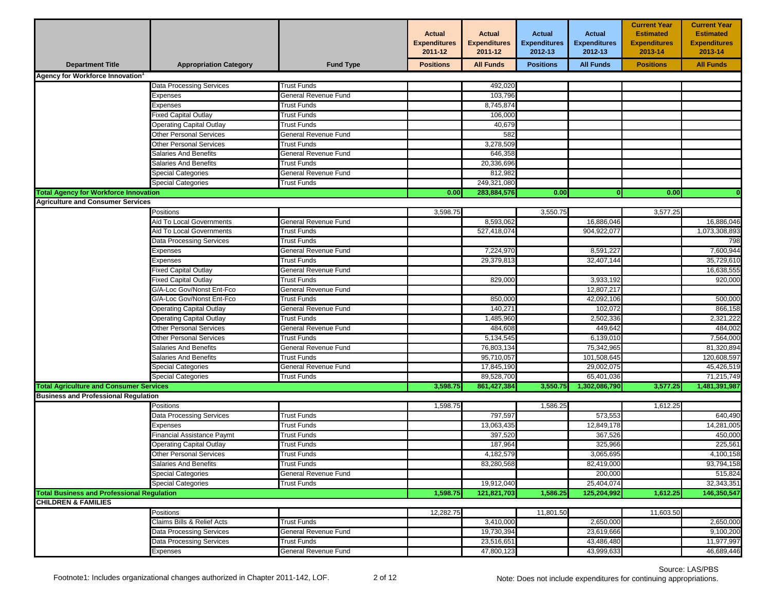| Department Title | Appropriation Category | Fund Type | Actual Expenditures 2011-12 | Actual Expenditures 2011-12 | Actual Expenditures 2012-13 | Actual Expenditures 2012-13 | Current Year Estimated Expenditures 2013-14 | Current Year Estimated Expenditures 2013-14 |
|---|---|---|---|---|---|---|---|---|
| | | | Positions | All Funds | Positions | All Funds | Positions | All Funds |
| **Agency for Workforce Innovation[1]** | | | | | | | | |
| | Data Processing Services | Trust Funds | | 492,020 | | | | |
| | Expenses | General Revenue Fund | | 103,796 | | | | |
| | Expenses | Trust Funds | | 8,745,874 | | | | |
| | Fixed Capital Outlay | Trust Funds | | 106,000 | | | | |
| | Operating Capital Outlay | Trust Funds | | 40,679 | | | | |
| | Other Personal Services | General Revenue Fund | | 582 | | | | |
| | Other Personal Services | Trust Funds | | 3,278,509 | | | | |
| | Salaries And Benefits | General Revenue Fund | | 646,358 | | | | |
| | Salaries And Benefits | Trust Funds | | 20,336,696 | | | | |
| | Special Categories | General Revenue Fund | | 812,982 | | | | |
| | Special Categories | Trust Funds | | 249,321,080 | | | | |
| **Total Agency for Workforce Innovation** | | | **0.00** | **283,884,576** | **0.00** | **0** | **0.00** | **0** |
| **Agriculture and Consumer Services** | | | | | | | | |
| | Positions | | 3,598.75 | | 3,550.75 | | 3,577.25 | |
| | Aid To Local Governments | General Revenue Fund | | 8,593,062 | | 16,886,046 | | 16,886,046 |
| | Aid To Local Governments | Trust Funds | | 527,418,074 | | 904,922,077 | | 1,073,308,893 |
| | Data Processing Services | Trust Funds | | | | | | 798 |
| | Expenses | General Revenue Fund | | 7,224,970 | | 8,591,227 | | 7,600,944 |
| | Expenses | Trust Funds | | 29,379,813 | | 32,407,144 | | 35,729,610 |
| | Fixed Capital Outlay | General Revenue Fund | | | | | | 16,638,555 |
| | Fixed Capital Outlay | Trust Funds | | 829,000 | | 3,933,192 | | 920,000 |
| | G/A-Loc Gov/Nonst Ent-Fco | General Revenue Fund | | | | 12,807,217 | | |
| | G/A-Loc Gov/Nonst Ent-Fco | Trust Funds | | 850,000 | | 42,092,106 | | 500,000 |
| | Operating Capital Outlay | General Revenue Fund | | 140,271 | | 102,072 | | 866,158 |
| | Operating Capital Outlay | Trust Funds | | 1,485,960 | | 2,502,336 | | 2,321,222 |
| | Other Personal Services | General Revenue Fund | | 484,608 | | 449,642 | | 484,002 |
| | Other Personal Services | Trust Funds | | 5,134,545 | | 6,139,010 | | 7,564,000 |
| | Salaries And Benefits | General Revenue Fund | | 76,803,134 | | 75,342,965 | | 81,320,894 |
| | Salaries And Benefits | Trust Funds | | 95,710,057 | | 101,508,645 | | 120,608,597 |
| | Special Categories | General Revenue Fund | | 17,845,190 | | 29,002,075 | | 45,426,519 |
| | Special Categories | Trust Funds | | 89,528,700 | | 65,401,036 | | 71,215,749 |
| **Total Agriculture and Consumer Services** | | | **3,598.75** | **861,427,384** | **3,550.75** | **1,302,086,790** | **3,577.25** | **1,481,391,987** |
| **Business and Professional Regulation** | | | | | | | | |
| | Positions | | 1,598.75 | | 1,586.25 | | 1,612.25 | |
| | Data Processing Services | Trust Funds | | 797,597 | | 573,553 | | 640,490 |
| | Expenses | Trust Funds | | 13,063,435 | | 12,849,178 | | 14,281,005 |
| | Financial Assistance Paymt | Trust Funds | | 397,520 | | 367,526 | | 450,000 |
| | Operating Capital Outlay | Trust Funds | | 187,964 | | 325,966 | | 225,561 |
| | Other Personal Services | Trust Funds | | 4,182,579 | | 3,065,695 | | 4,100,158 |
| | Salaries And Benefits | Trust Funds | | 83,280,568 | | 82,419,000 | | 93,794,158 |
| | Special Categories | General Revenue Fund | | | | 200,000 | | 515,824 |
| | Special Categories | Trust Funds | | 19,912,040 | | 25,404,074 | | 32,343,351 |
| **Total Business and Professional Regulation** | | | **1,598.75** | **121,821,703** | **1,586.25** | **125,204,992** | **1,612.25** | **146,350,547** |
| **CHILDREN & FAMILIES** | | | | | | | | |
| | Positions | | 12,282.75 | | 11,801.50 | | 11,603.50 | |
| | Claims Bills & Relief Acts | Trust Funds | | 3,410,000 | | 2,650,000 | | 2,650,000 |
| | Data Processing Services | General Revenue Fund | | 19,730,394 | | 23,619,666 | | 9,100,200 |
| | Data Processing Services | Trust Funds | | 23,516,651 | | 43,486,480 | | 11,977,997 |
| | Expenses | General Revenue Fund | | 47,800,123 | | 43,999,633 | | 46,689,446 |

Footnote1: Includes organizational changes authorized in Chapter 2011-142, LOF.

Source: LAS/PBS

Note: Does not include expenditures for continuing appropriations.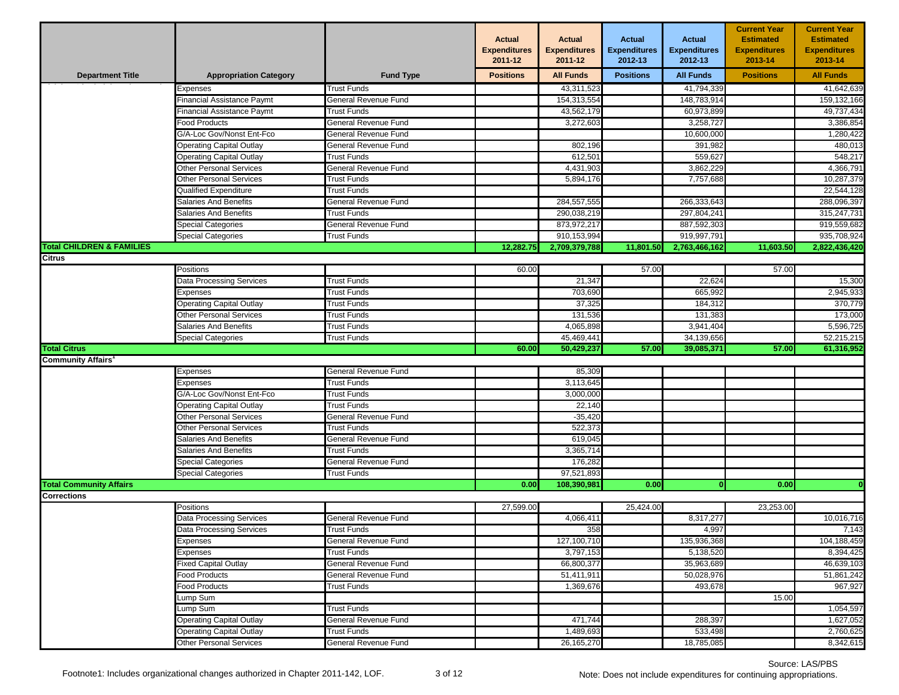| Department Title | Appropriation Category | Fund Type | Actual Expenditures 2011-12 | Actual Expenditures 2011-12 | Actual Expenditures 2012-13 | Actual Expenditures 2012-13 | Current Year Estimated Expenditures 2013-14 | Current Year Estimated Expenditures 2013-14 |
|---|---|---|---|---|---|---|---|---|
| | | | Positions | All Funds | Positions | All Funds | Positions | All Funds |
| | Expenses | Trust Funds | | 43,311,523 | | 41,794,339 | | 41,642,639 |
| | Financial Assistance Paymt | General Revenue Fund | | 154,313,554 | | 148,783,914 | | 159,132,166 |
| | Financial Assistance Paymt | Trust Funds | | 43,562,179 | | 60,973,899 | | 49,737,434 |
| | Food Products | General Revenue Fund | | 3,272,603 | | 3,258,727 | | 3,386,854 |
| | G/A-Loc Gov/Nonst Ent-Fco | General Revenue Fund | | | | 10,600,000 | | 1,280,422 |
| | Operating Capital Outlay | General Revenue Fund | | 802,196 | | 391,982 | | 480,013 |
| | Operating Capital Outlay | Trust Funds | | 612,501 | | 559,627 | | 548,217 |
| | Other Personal Services | General Revenue Fund | | 4,431,903 | | 3,862,229 | | 4,366,791 |
| | Other Personal Services | Trust Funds | | 5,894,176 | | 7,757,688 | | 10,287,379 |
| | Qualified Expenditure | Trust Funds | | | | | | 22,544,128 |
| | Salaries And Benefits | General Revenue Fund | | 284,557,555 | | 266,333,643 | | 288,096,397 |
| | Salaries And Benefits | Trust Funds | | 290,038,219 | | 297,804,241 | | 315,247,731 |
| | Special Categories | General Revenue Fund | | 873,972,217 | | 887,592,303 | | 919,559,682 |
| | Special Categories | Trust Funds | | 910,153,994 | | 919,997,791 | | 935,708,924 |
| **Total CHILDREN & FAMILIES** | | | **12,282.75** | **2,709,379,788** | **11,801.50** | **2,763,466,162** | **11,603.50** | **2,822,436,420** |
| **Citrus** | | | | | | | | |
| | Positions | | 60.00 | | 57.00 | | 57.00 | |
| | Data Processing Services | Trust Funds | | 21,347 | | 22,624 | | 15,300 |
| | Expenses | Trust Funds | | 703,690 | | 665,992 | | 2,945,933 |
| | Operating Capital Outlay | Trust Funds | | 37,325 | | 184,312 | | 370,779 |
| | Other Personal Services | Trust Funds | | 131,536 | | 131,383 | | 173,000 |
| | Salaries And Benefits | Trust Funds | | 4,065,898 | | 3,941,404 | | 5,596,725 |
| | Special Categories | Trust Funds | | 45,469,441 | | 34,139,656 | | 52,215,215 |
| **Total Citrus** | | | **60.00** | **50,429,237** | **57.00** | **39,085,371** | **57.00** | **61,316,952** |
| **Community Affairs[1]** | | | | | | | | |
| | Expenses | General Revenue Fund | | 85,309 | | | | |
| | Expenses | Trust Funds | | 3,113,645 | | | | |
| | G/A-Loc Gov/Nonst Ent-Fco | Trust Funds | | 3,000,000 | | | | |
| | Operating Capital Outlay | Trust Funds | | 22,140 | | | | |
| | Other Personal Services | General Revenue Fund | | -35,420 | | | | |
| | Other Personal Services | Trust Funds | | 522,373 | | | | |
| | Salaries And Benefits | General Revenue Fund | | 619,045 | | | | |
| | Salaries And Benefits | Trust Funds | | 3,365,714 | | | | |
| | Special Categories | General Revenue Fund | | 176,282 | | | | |
| | Special Categories | Trust Funds | | 97,521,893 | | | | |
| **Total Community Affairs** | | | **0.00** | **108,390,981** | **0.00** | **0** | **0.00** | **0** |
| **Corrections** | | | | | | | | |
| | Positions | | 27,599.00 | | 25,424.00 | | 23,253.00 | |
| | Data Processing Services | General Revenue Fund | | 4,066,411 | | 8,317,277 | | 10,016,716 |
| | Data Processing Services | Trust Funds | | 358 | | 4,997 | | 7,143 |
| | Expenses | General Revenue Fund | | 127,100,710 | | 135,936,368 | | 104,188,459 |
| | Expenses | Trust Funds | | 3,797,153 | | 5,138,520 | | 8,394,425 |
| | Fixed Capital Outlay | General Revenue Fund | | 66,800,377 | | 35,963,689 | | 46,639,103 |
| | Food Products | General Revenue Fund | | 51,411,911 | | 50,028,976 | | 51,861,242 |
| | Food Products | Trust Funds | | 1,369,676 | | 493,678 | | 967,927 |
| | Lump Sum | | | | | | 15.00 | |
| | Lump Sum | Trust Funds | | | | | | 1,054,597 |
| | Operating Capital Outlay | General Revenue Fund | | 471,744 | | 288,397 | | 1,627,052 |
| | Operating Capital Outlay | Trust Funds | | 1,489,693 | | 533,498 | | 2,760,625 |
| | Other Personal Services | General Revenue Fund | | 26,165,270 | | 18,785,085 | | 8,342,615 |

Footnote1: Includes organizational changes authorized in Chapter 2011-142, LOF.

Source: LAS/PBS

Note: Does not include expenditures for continuing appropriations.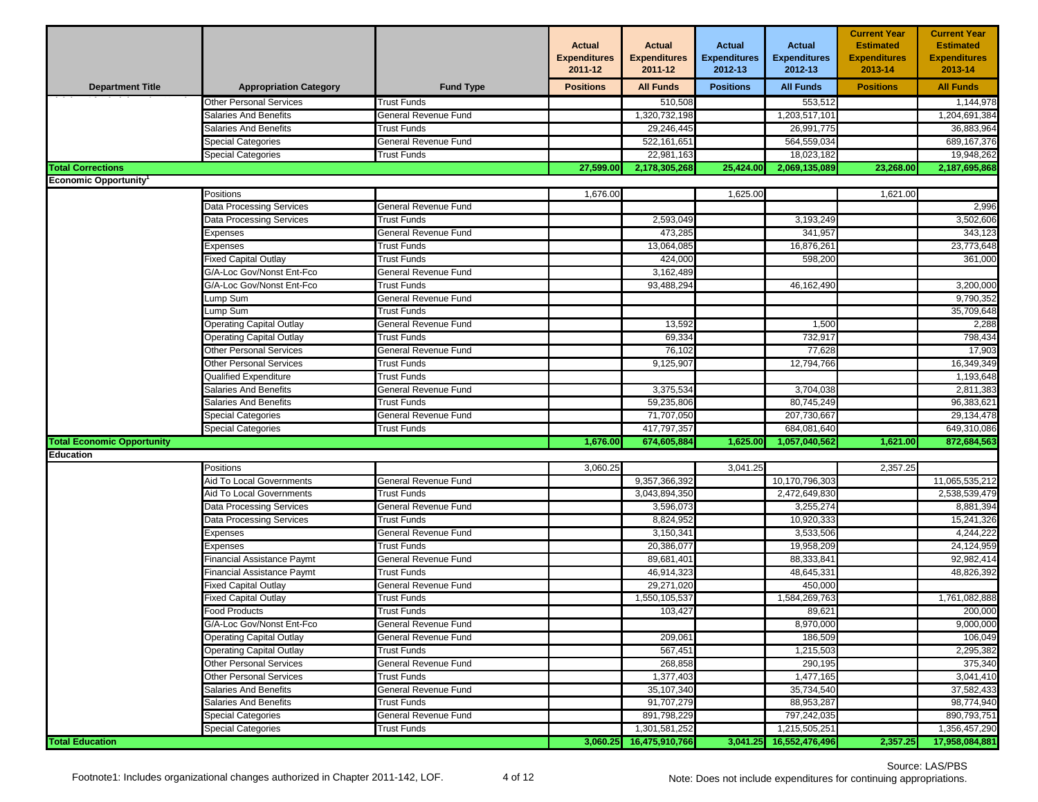| Department Title | Appropriation Category | Fund Type | Actual Expenditures 2011-12 Positions | Actual Expenditures 2011-12 All Funds | Actual Expenditures 2012-13 Positions | Actual Expenditures 2012-13 All Funds | Current Year Estimated Expenditures 2013-14 Positions | Current Year Estimated Expenditures 2013-14 All Funds |
|---|---|---|---|---|---|---|---|---|
| | Other Personal Services | Trust Funds | | 510,508 | | 553,512 | | 1,144,978 |
| | Salaries And Benefits | General Revenue Fund | | 1,320,732,198 | | 1,203,517,101 | | 1,204,691,384 |
| | Salaries And Benefits | Trust Funds | | 29,246,445 | | 26,991,775 | | 36,883,964 |
| | Special Categories | General Revenue Fund | | 522,161,651 | | 564,559,034 | | 689,167,376 |
| | Special Categories | Trust Funds | | 22,981,163 | | 18,023,182 | | 19,948,262 |
| **Total Corrections** | | | **27,599.00** | **2,178,305,268** | **25,424.00** | **2,069,135,089** | **23,268.00** | **2,187,695,868** |
| **Economic Opportunity[1]** | | | | | | | | |
| | Positions | | 1,676.00 | | 1,625.00 | | 1,621.00 | |
| | Data Processing Services | General Revenue Fund | | | | | | 2,996 |
| | Data Processing Services | Trust Funds | | 2,593,049 | | 3,193,249 | | 3,502,606 |
| | Expenses | General Revenue Fund | | 473,285 | | 341,957 | | 343,123 |
| | Expenses | Trust Funds | | 13,064,085 | | 16,876,261 | | 23,773,648 |
| | Fixed Capital Outlay | Trust Funds | | 424,000 | | 598,200 | | 361,000 |
| | G/A-Loc Gov/Nonst Ent-Fco | General Revenue Fund | | 3,162,489 | | | | |
| | G/A-Loc Gov/Nonst Ent-Fco | Trust Funds | | 93,488,294 | | 46,162,490 | | 3,200,000 |
| | Lump Sum | General Revenue Fund | | | | | | 9,790,352 |
| | Lump Sum | Trust Funds | | | | | | 35,709,648 |
| | Operating Capital Outlay | General Revenue Fund | | 13,592 | | 1,500 | | 2,288 |
| | Operating Capital Outlay | Trust Funds | | 69,334 | | 732,917 | | 798,434 |
| | Other Personal Services | General Revenue Fund | | 76,102 | | 77,628 | | 17,903 |
| | Other Personal Services | Trust Funds | | 9,125,907 | | 12,794,766 | | 16,349,349 |
| | Qualified Expenditure | Trust Funds | | | | | | 1,193,648 |
| | Salaries And Benefits | General Revenue Fund | | 3,375,534 | | 3,704,038 | | 2,811,383 |
| | Salaries And Benefits | Trust Funds | | 59,235,806 | | 80,745,249 | | 96,383,621 |
| | Special Categories | General Revenue Fund | | 71,707,050 | | 207,730,667 | | 29,134,478 |
| | Special Categories | Trust Funds | | 417,797,357 | | 684,081,640 | | 649,310,086 |
| **Total Economic Opportunity** | | | **1,676.00** | **674,605,884** | **1,625.00** | **1,057,040,562** | **1,621.00** | **872,684,563** |
| **Education** | | | | | | | | |
| | Positions | | 3,060.25 | | 3,041.25 | | 2,357.25 | |
| | Aid To Local Governments | General Revenue Fund | | 9,357,366,392 | | 10,170,796,303 | | 11,065,535,212 |
| | Aid To Local Governments | Trust Funds | | 3,043,894,350 | | 2,472,649,830 | | 2,538,539,479 |
| | Data Processing Services | General Revenue Fund | | 3,596,073 | | 3,255,274 | | 8,881,394 |
| | Data Processing Services | Trust Funds | | 8,824,952 | | 10,920,333 | | 15,241,326 |
| | Expenses | General Revenue Fund | | 3,150,341 | | 3,533,506 | | 4,244,222 |
| | Expenses | Trust Funds | | 20,386,077 | | 19,958,209 | | 24,124,959 |
| | Financial Assistance Paymt | General Revenue Fund | | 89,681,401 | | 88,333,841 | | 92,982,414 |
| | Financial Assistance Paymt | Trust Funds | | 46,914,323 | | 48,645,331 | | 48,826,392 |
| | Fixed Capital Outlay | General Revenue Fund | | 29,271,020 | | 450,000 | | |
| | Fixed Capital Outlay | Trust Funds | | 1,550,105,537 | | 1,584,269,763 | | 1,761,082,888 |
| | Food Products | Trust Funds | | 103,427 | | 89,621 | | 200,000 |
| | G/A-Loc Gov/Nonst Ent-Fco | General Revenue Fund | | | | 8,970,000 | | 9,000,000 |
| | Operating Capital Outlay | General Revenue Fund | | 209,061 | | 186,509 | | 106,049 |
| | Operating Capital Outlay | Trust Funds | | 567,451 | | 1,215,503 | | 2,295,382 |
| | Other Personal Services | General Revenue Fund | | 268,858 | | 290,195 | | 375,340 |
| | Other Personal Services | Trust Funds | | 1,377,403 | | 1,477,165 | | 3,041,410 |
| | Salaries And Benefits | General Revenue Fund | | 35,107,340 | | 35,734,540 | | 37,582,433 |
| | Salaries And Benefits | Trust Funds | | 91,707,279 | | 88,953,287 | | 98,774,940 |
| | Special Categories | General Revenue Fund | | 891,798,229 | | 797,242,035 | | 890,793,751 |
| | Special Categories | Trust Funds | | 1,301,581,252 | | 1,215,505,251 | | 1,356,457,290 |
| **Total Education** | | | **3,060.25** | **16,475,910,766** | **3,041.25** | **16,552,476,496** | **2,357.25** | **17,958,084,881** |

Footnote1: Includes organizational changes authorized in Chapter 2011-142, LOF.

Source: LAS/PBS

Note: Does not include expenditures for continuing appropriations.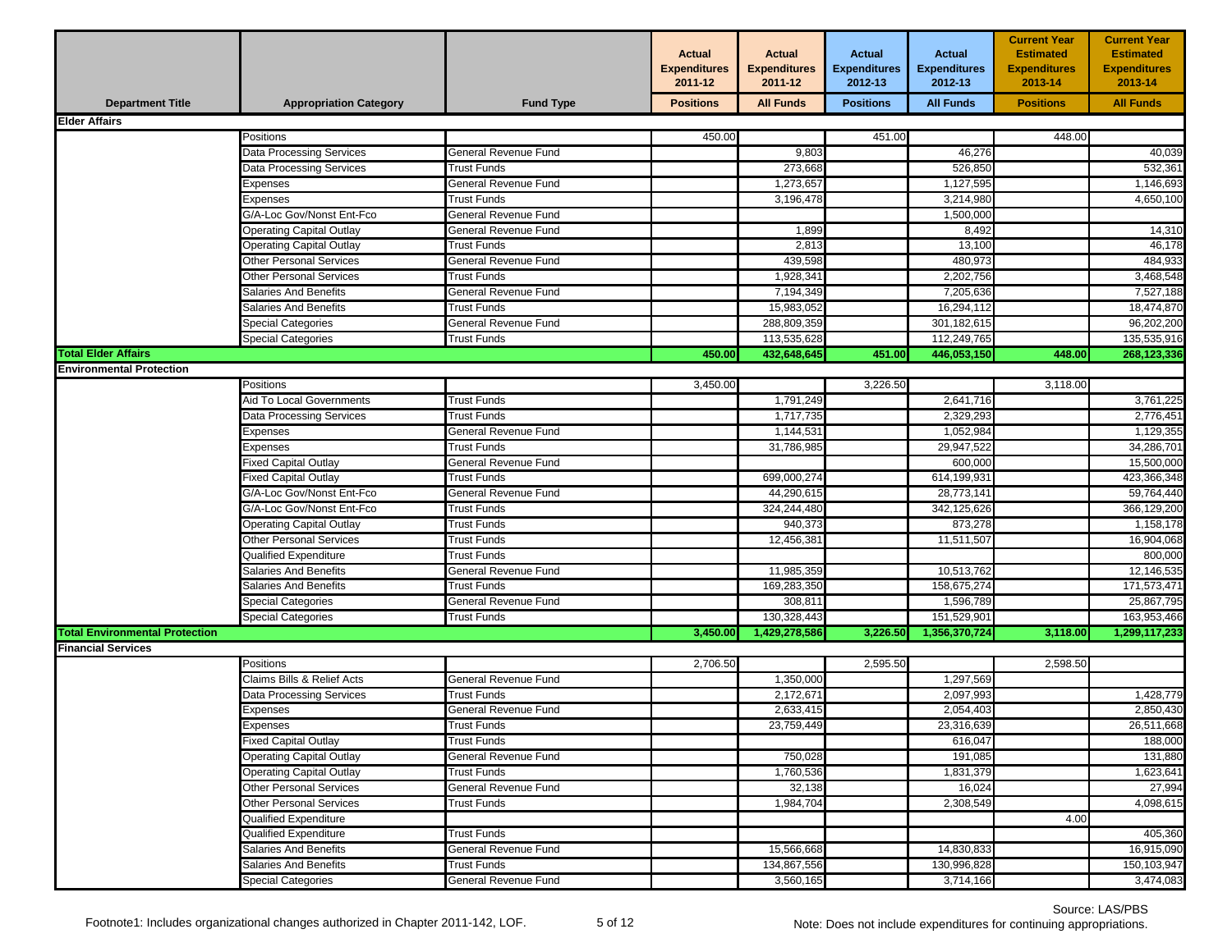| Department Title | Appropriation Category | Fund Type | Actual Expenditures 2011-12 | Actual Expenditures 2011-12 | Actual Expenditures 2012-13 | Actual Expenditures 2012-13 | Current Year Estimated Expenditures 2013-14 | Current Year Estimated Expenditures 2013-14 |
|---|---|---|---|---|---|---|---|---|
| | | | Positions | All Funds | Positions | All Funds | Positions | All Funds |
| **Elder Affairs** | | | | | | | | |
| | Positions | | 450.00 | | 451.00 | | 448.00 | |
| | Data Processing Services | General Revenue Fund | | 9,803 | | 46,276 | | 40,039 |
| | Data Processing Services | Trust Funds | | 273,668 | | 526,850 | | 532,361 |
| | Expenses | General Revenue Fund | | 1,273,657 | | 1,127,595 | | 1,146,693 |
| | Expenses | Trust Funds | | 3,196,478 | | 3,214,980 | | 4,650,100 |
| | G/A-Loc Gov/Nonst Ent-Fco | General Revenue Fund | | | | 1,500,000 | | |
| | Operating Capital Outlay | General Revenue Fund | | 1,899 | | 8,492 | | 14,310 |
| | Operating Capital Outlay | Trust Funds | | 2,813 | | 13,100 | | 46,178 |
| | Other Personal Services | General Revenue Fund | | 439,598 | | 480,973 | | 484,933 |
| | Other Personal Services | Trust Funds | | 1,928,341 | | 2,202,756 | | 3,468,548 |
| | Salaries And Benefits | General Revenue Fund | | 7,194,349 | | 7,205,636 | | 7,527,188 |
| | Salaries And Benefits | Trust Funds | | 15,983,052 | | 16,294,112 | | 18,474,870 |
| | Special Categories | General Revenue Fund | | 288,809,359 | | 301,182,615 | | 96,202,200 |
| | Special Categories | Trust Funds | | 113,535,628 | | 112,249,765 | | 135,535,916 |
| **Total Elder Affairs** | | | **450.00** | **432,648,645** | **451.00** | **446,053,150** | **448.00** | **268,123,336** |
| **Environmental Protection** | | | | | | | | |
| | Positions | | 3,450.00 | | 3,226.50 | | 3,118.00 | |
| | Aid To Local Governments | Trust Funds | | 1,791,249 | | 2,641,716 | | 3,761,225 |
| | Data Processing Services | Trust Funds | | 1,717,735 | | 2,329,293 | | 2,776,451 |
| | Expenses | General Revenue Fund | | 1,144,531 | | 1,052,984 | | 1,129,355 |
| | Expenses | Trust Funds | | 31,786,985 | | 29,947,522 | | 34,286,701 |
| | Fixed Capital Outlay | General Revenue Fund | | | | 600,000 | | 15,500,000 |
| | Fixed Capital Outlay | Trust Funds | | 699,000,274 | | 614,199,931 | | 423,366,348 |
| | G/A-Loc Gov/Nonst Ent-Fco | General Revenue Fund | | 44,290,615 | | 28,773,141 | | 59,764,440 |
| | G/A-Loc Gov/Nonst Ent-Fco | Trust Funds | | 324,244,480 | | 342,125,626 | | 366,129,200 |
| | Operating Capital Outlay | Trust Funds | | 940,373 | | 873,278 | | 1,158,178 |
| | Other Personal Services | Trust Funds | | 12,456,381 | | 11,511,507 | | 16,904,068 |
| | Qualified Expenditure | Trust Funds | | | | | | 800,000 |
| | Salaries And Benefits | General Revenue Fund | | 11,985,359 | | 10,513,762 | | 12,146,535 |
| | Salaries And Benefits | Trust Funds | | 169,283,350 | | 158,675,274 | | 171,573,471 |
| | Special Categories | General Revenue Fund | | 308,811 | | 1,596,789 | | 25,867,795 |
| | Special Categories | Trust Funds | | 130,328,443 | | 151,529,901 | | 163,953,466 |
| **Total Environmental Protection** | | | **3,450.00** | **1,429,278,586** | **3,226.50** | **1,356,370,724** | **3,118.00** | **1,299,117,233** |
| **Financial Services** | | | | | | | | |
| | Positions | | 2,706.50 | | 2,595.50 | | 2,598.50 | |
| | Claims Bills & Relief Acts | General Revenue Fund | | 1,350,000 | | 1,297,569 | | |
| | Data Processing Services | Trust Funds | | 2,172,671 | | 2,097,993 | | 1,428,779 |
| | Expenses | General Revenue Fund | | 2,633,415 | | 2,054,403 | | 2,850,430 |
| | Expenses | Trust Funds | | 23,759,449 | | 23,316,639 | | 26,511,668 |
| | Fixed Capital Outlay | Trust Funds | | | | 616,047 | | 188,000 |
| | Operating Capital Outlay | General Revenue Fund | | 750,028 | | 191,085 | | 131,880 |
| | Operating Capital Outlay | Trust Funds | | 1,760,536 | | 1,831,379 | | 1,623,641 |
| | Other Personal Services | General Revenue Fund | | 32,138 | | 16,024 | | 27,994 |
| | Other Personal Services | Trust Funds | | 1,984,704 | | 2,308,549 | | 4,098,615 |
| | Qualified Expenditure | | | | | | 4.00 | |
| | Qualified Expenditure | Trust Funds | | | | | | 405,360 |
| | Salaries And Benefits | General Revenue Fund | | 15,566,668 | | 14,830,833 | | 16,915,090 |
| | Salaries And Benefits | Trust Funds | | 134,867,556 | | 130,996,828 | | 150,103,947 |
| | Special Categories | General Revenue Fund | | 3,560,165 | | 3,714,166 | | 3,474,083 |

Footnote1: Includes organizational changes authorized in Chapter 2011-142, LOF.

Source: LAS/PBS

Note: Does not include expenditures for continuing appropriations.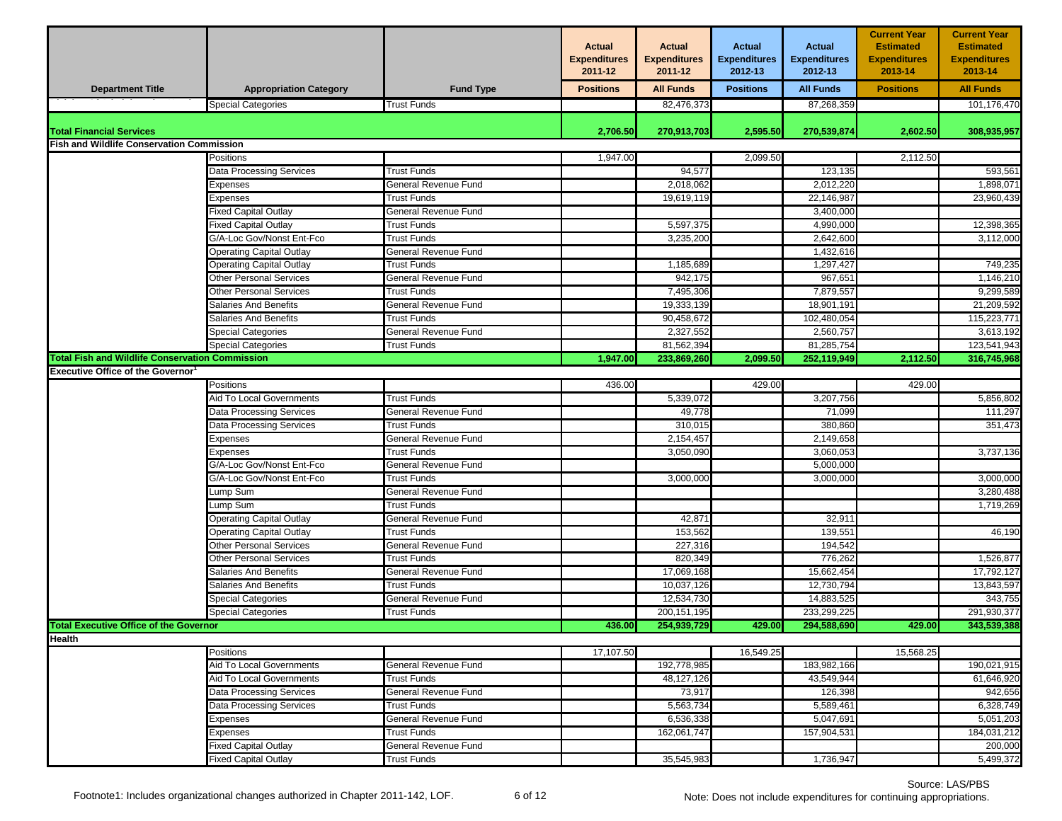| Department Title | Appropriation Category | Fund Type | Actual Expenditures 2011-12 Positions | Actual Expenditures 2011-12 All Funds | Actual Expenditures 2012-13 Positions | Actual Expenditures 2012-13 All Funds | Current Year Estimated Expenditures 2013-14 Positions | Current Year Estimated Expenditures 2013-14 All Funds |
|---|---|---|---|---|---|---|---|---|
| | Special Categories | Trust Funds | | 82,476,373 | | 87,268,359 | | 101,176,470 |
| **Total Financial Services** | | | **2,706.50** | **270,913,703** | **2,595.50** | **270,539,874** | **2,602.50** | **308,935,957** |
| **Fish and Wildlife Conservation Commission** | | | | | | | | |
| | Positions | | 1,947.00 | | 2,099.50 | | 2,112.50 | |
| | Data Processing Services | Trust Funds | | 94,577 | | 123,135 | | 593,561 |
| | Expenses | General Revenue Fund | | 2,018,062 | | 2,012,220 | | 1,898,071 |
| | Expenses | Trust Funds | | 19,619,119 | | 22,146,987 | | 23,960,439 |
| | Fixed Capital Outlay | General Revenue Fund | | | | 3,400,000 | | |
| | Fixed Capital Outlay | Trust Funds | | 5,597,375 | | 4,990,000 | | 12,398,365 |
| | G/A-Loc Gov/Nonst Ent-Fco | Trust Funds | | 3,235,200 | | 2,642,600 | | 3,112,000 |
| | Operating Capital Outlay | General Revenue Fund | | | | 1,432,616 | | |
| | Operating Capital Outlay | Trust Funds | | 1,185,689 | | 1,297,427 | | 749,235 |
| | Other Personal Services | General Revenue Fund | | 942,175 | | 967,651 | | 1,146,210 |
| | Other Personal Services | Trust Funds | | 7,495,306 | | 7,879,557 | | 9,299,589 |
| | Salaries And Benefits | General Revenue Fund | | 19,333,139 | | 18,901,191 | | 21,209,592 |
| | Salaries And Benefits | Trust Funds | | 90,458,672 | | 102,480,054 | | 115,223,771 |
| | Special Categories | General Revenue Fund | | 2,327,552 | | 2,560,757 | | 3,613,192 |
| | Special Categories | Trust Funds | | 81,562,394 | | 81,285,754 | | 123,541,943 |
| **Total Fish and Wildlife Conservation Commission** | | | **1,947.00** | **233,869,260** | **2,099.50** | **252,119,949** | **2,112.50** | **316,745,968** |
| **Executive Office of the Governor[1]** | | | | | | | | |
| | Positions | | 436.00 | | 429.00 | | 429.00 | |
| | Aid To Local Governments | Trust Funds | | 5,339,072 | | 3,207,756 | | 5,856,802 |
| | Data Processing Services | General Revenue Fund | | 49,778 | | 71,099 | | 111,297 |
| | Data Processing Services | Trust Funds | | 310,015 | | 380,860 | | 351,473 |
| | Expenses | General Revenue Fund | | 2,154,457 | | 2,149,658 | | |
| | Expenses | Trust Funds | | 3,050,090 | | 3,060,053 | | 3,737,136 |
| | G/A-Loc Gov/Nonst Ent-Fco | General Revenue Fund | | | | 5,000,000 | | |
| | G/A-Loc Gov/Nonst Ent-Fco | Trust Funds | | 3,000,000 | | 3,000,000 | | 3,000,000 |
| | Lump Sum | General Revenue Fund | | | | | | 3,280,488 |
| | Lump Sum | Trust Funds | | | | | | 1,719,269 |
| | Operating Capital Outlay | General Revenue Fund | | 42,871 | | 32,911 | | |
| | Operating Capital Outlay | Trust Funds | | 153,562 | | 139,551 | | 46,190 |
| | Other Personal Services | General Revenue Fund | | 227,316 | | 194,542 | | |
| | Other Personal Services | Trust Funds | | 820,349 | | 776,262 | | 1,526,877 |
| | Salaries And Benefits | General Revenue Fund | | 17,069,168 | | 15,662,454 | | 17,792,127 |
| | Salaries And Benefits | Trust Funds | | 10,037,126 | | 12,730,794 | | 13,843,597 |
| | Special Categories | General Revenue Fund | | 12,534,730 | | 14,883,525 | | 343,755 |
| | Special Categories | Trust Funds | | 200,151,195 | | 233,299,225 | | 291,930,377 |
| **Total Executive Office of the Governor** | | | **436.00** | **254,939,729** | **429.00** | **294,588,690** | **429.00** | **343,539,388** |
| **Health** | | | | | | | | |
| | Positions | | 17,107.50 | | 16,549.25 | | 15,568.25 | |
| | Aid To Local Governments | General Revenue Fund | | 192,778,985 | | 183,982,166 | | 190,021,915 |
| | Aid To Local Governments | Trust Funds | | 48,127,126 | | 43,549,944 | | 61,646,920 |
| | Data Processing Services | General Revenue Fund | | 73,917 | | 126,398 | | 942,656 |
| | Data Processing Services | Trust Funds | | 5,563,734 | | 5,589,461 | | 6,328,749 |
| | Expenses | General Revenue Fund | | 6,536,338 | | 5,047,691 | | 5,051,203 |
| | Expenses | Trust Funds | | 162,061,747 | | 157,904,531 | | 184,031,212 |
| | Fixed Capital Outlay | General Revenue Fund | | | | | | 200,000 |
| | Fixed Capital Outlay | Trust Funds | | 35,545,983 | | 1,736,947 | | 5,499,372 |

Footnote1: Includes organizational changes authorized in Chapter 2011-142, LOF.

Source: LAS/PBS

Note: Does not include expenditures for continuing appropriations.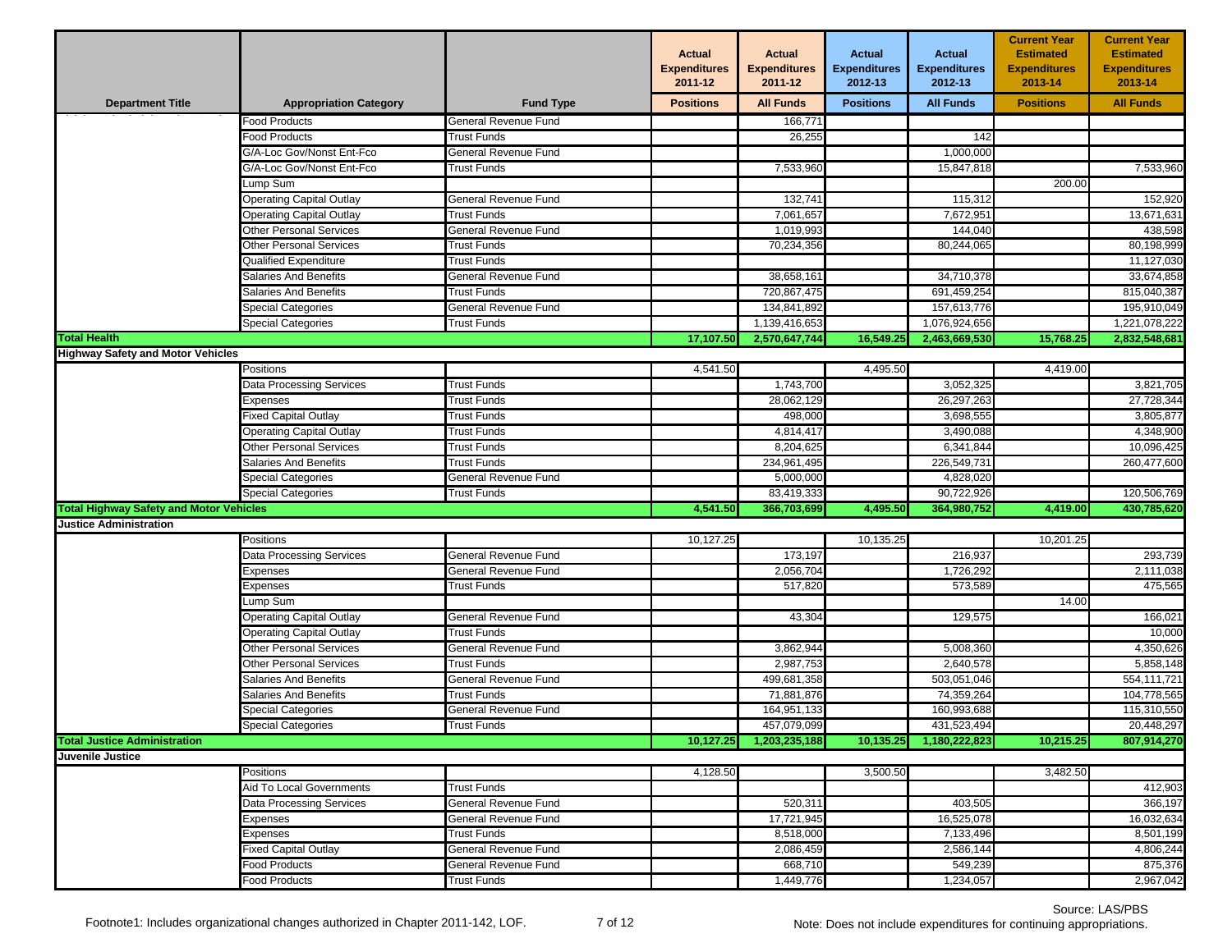| Department Title | Appropriation Category | Fund Type | Actual Expenditures 2011-12 | Actual Expenditures 2011-12 | Actual Expenditures 2012-13 | Actual Expenditures 2012-13 | Current Year Estimated Expenditures 2013-14 | Current Year Estimated Expenditures 2013-14 |
|---|---|---|---|---|---|---|---|---|
| | | | Positions | All Funds | Positions | All Funds | Positions | All Funds |
| | Food Products | General Revenue Fund | | 166,771 | | | | |
| | Food Products | Trust Funds | | 26,255 | | 142 | | |
| | G/A-Loc Gov/Nonst Ent-Fco | General Revenue Fund | | | | 1,000,000 | | |
| | G/A-Loc Gov/Nonst Ent-Fco | Trust Funds | | 7,533,960 | | 15,847,818 | | 7,533,960 |
| | Lump Sum | | | | | | 200.00 | |
| | Operating Capital Outlay | General Revenue Fund | | 132,741 | | 115,312 | | 152,920 |
| | Operating Capital Outlay | Trust Funds | | 7,061,657 | | 7,672,951 | | 13,671,631 |
| | Other Personal Services | General Revenue Fund | | 1,019,993 | | 144,040 | | 438,598 |
| | Other Personal Services | Trust Funds | | 70,234,356 | | 80,244,065 | | 80,198,999 |
| | Qualified Expenditure | Trust Funds | | | | | | 11,127,030 |
| | Salaries And Benefits | General Revenue Fund | | 38,658,161 | | 34,710,378 | | 33,674,858 |
| | Salaries And Benefits | Trust Funds | | 720,867,475 | | 691,459,254 | | 815,040,387 |
| | Special Categories | General Revenue Fund | | 134,841,892 | | 157,613,776 | | 195,910,049 |
| | Special Categories | Trust Funds | | 1,139,416,653 | | 1,076,924,656 | | 1,221,078,222 |
| **Total Health** | | | **17,107.50** | **2,570,647,744** | **16,549.25** | **2,463,669,530** | **15,768.25** | **2,832,548,681** |
| **Highway Safety and Motor Vehicles** | | | | | | | | |
| | Positions | | 4,541.50 | | 4,495.50 | | 4,419.00 | |
| | Data Processing Services | Trust Funds | | 1,743,700 | | 3,052,325 | | 3,821,705 |
| | Expenses | Trust Funds | | 28,062,129 | | 26,297,263 | | 27,728,344 |
| | Fixed Capital Outlay | Trust Funds | | 498,000 | | 3,698,555 | | 3,805,877 |
| | Operating Capital Outlay | Trust Funds | | 4,814,417 | | 3,490,088 | | 4,348,900 |
| | Other Personal Services | Trust Funds | | 8,204,625 | | 6,341,844 | | 10,096,425 |
| | Salaries And Benefits | Trust Funds | | 234,961,495 | | 226,549,731 | | 260,477,600 |
| | Special Categories | General Revenue Fund | | 5,000,000 | | 4,828,020 | | |
| | Special Categories | Trust Funds | | 83,419,333 | | 90,722,926 | | 120,506,769 |
| **Total Highway Safety and Motor Vehicles** | | | **4,541.50** | **366,703,699** | **4,495.50** | **364,980,752** | **4,419.00** | **430,785,620** |
| **Justice Administration** | | | | | | | | |
| | Positions | | 10,127.25 | | 10,135.25 | | 10,201.25 | |
| | Data Processing Services | General Revenue Fund | | 173,197 | | 216,937 | | 293,739 |
| | Expenses | General Revenue Fund | | 2,056,704 | | 1,726,292 | | 2,111,038 |
| | Expenses | Trust Funds | | 517,820 | | 573,589 | | 475,565 |
| | Lump Sum | | | | | | 14.00 | |
| | Operating Capital Outlay | General Revenue Fund | | 43,304 | | 129,575 | | 166,021 |
| | Operating Capital Outlay | Trust Funds | | | | | | 10,000 |
| | Other Personal Services | General Revenue Fund | | 3,862,944 | | 5,008,360 | | 4,350,626 |
| | Other Personal Services | Trust Funds | | 2,987,753 | | 2,640,578 | | 5,858,148 |
| | Salaries And Benefits | General Revenue Fund | | 499,681,358 | | 503,051,046 | | 554,111,721 |
| | Salaries And Benefits | Trust Funds | | 71,881,876 | | 74,359,264 | | 104,778,565 |
| | Special Categories | General Revenue Fund | | 164,951,133 | | 160,993,688 | | 115,310,550 |
| | Special Categories | Trust Funds | | 457,079,099 | | 431,523,494 | | 20,448,297 |
| **Total Justice Administration** | | | **10,127.25** | **1,203,235,188** | **10,135.25** | **1,180,222,823** | **10,215.25** | **807,914,270** |
| **Juvenile Justice** | | | | | | | | |
| | Positions | | 4,128.50 | | 3,500.50 | | 3,482.50 | |
| | Aid To Local Governments | Trust Funds | | | | | | 412,903 |
| | Data Processing Services | General Revenue Fund | | 520,311 | | 403,505 | | 366,197 |
| | Expenses | General Revenue Fund | | 17,721,945 | | 16,525,078 | | 16,032,634 |
| | Expenses | Trust Funds | | 8,518,000 | | 7,133,496 | | 8,501,199 |
| | Fixed Capital Outlay | General Revenue Fund | | 2,086,459 | | 2,586,144 | | 4,806,244 |
| | Food Products | General Revenue Fund | | 668,710 | | 549,239 | | 875,376 |
| | Food Products | Trust Funds | | 1,449,776 | | 1,234,057 | | 2,967,042 |

Footnote1: Includes organizational changes authorized in Chapter 2011-142, LOF.

Source: LAS/PBS

Note: Does not include expenditures for continuing appropriations.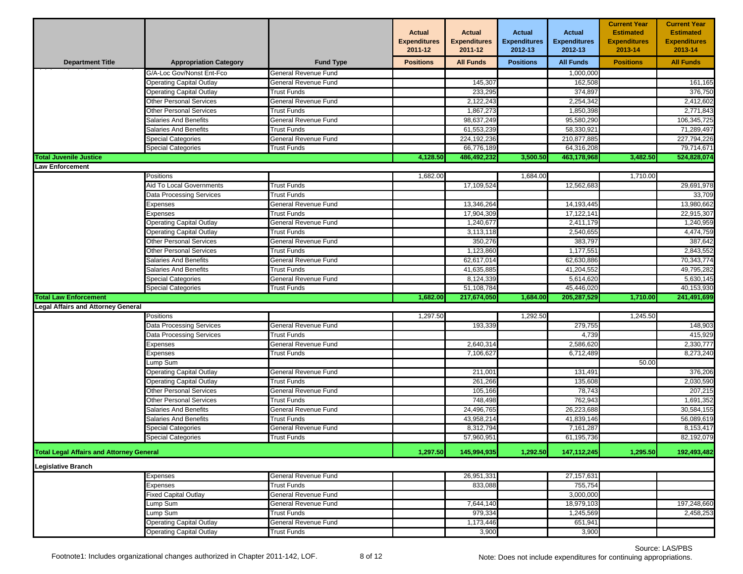| Department Title | Appropriation Category | Fund Type | Actual Expenditures 2011-12 | Actual Expenditures 2011-12 | Actual Expenditures 2012-13 | Actual Expenditures 2012-13 | Current Year Estimated Expenditures 2013-14 | Current Year Estimated Expenditures 2013-14 |
|---|---|---|---|---|---|---|---|---|
| | | | Positions | All Funds | Positions | All Funds | Positions | All Funds |
| | G/A-Loc Gov/Nonst Ent-Fco | General Revenue Fund | | | | 1,000,000 | | |
| | Operating Capital Outlay | General Revenue Fund | | 145,307 | | 162,508 | | 161,165 |
| | Operating Capital Outlay | Trust Funds | | 233,295 | | 374,897 | | 376,750 |
| | Other Personal Services | General Revenue Fund | | 2,122,243 | | 2,254,342 | | 2,412,602 |
| | Other Personal Services | Trust Funds | | 1,867,273 | | 1,850,398 | | 2,771,843 |
| | Salaries And Benefits | General Revenue Fund | | 98,637,249 | | 95,580,290 | | 106,345,725 |
| | Salaries And Benefits | Trust Funds | | 61,553,239 | | 58,330,921 | | 71,289,497 |
| | Special Categories | General Revenue Fund | | 224,192,236 | | 210,877,885 | | 227,794,226 |
| | Special Categories | Trust Funds | | 66,776,189 | | 64,316,208 | | 79,714,671 |
| **Total Juvenile Justice** | | | **4,128.50** | **486,492,232** | **3,500.50** | **463,178,968** | **3,482.50** | **524,828,074** |
| **Law Enforcement** | | | | | | | | |
| | Positions | | 1,682.00 | | 1,684.00 | | 1,710.00 | |
| | Aid To Local Governments | Trust Funds | | 17,109,524 | | 12,562,683 | | 29,691,978 |
| | Data Processing Services | Trust Funds | | | | | | 33,709 |
| | Expenses | General Revenue Fund | | 13,346,264 | | 14,193,445 | | 13,980,662 |
| | Expenses | Trust Funds | | 17,904,309 | | 17,122,141 | | 22,915,307 |
| | Operating Capital Outlay | General Revenue Fund | | 1,240,677 | | 2,411,179 | | 1,240,959 |
| | Operating Capital Outlay | Trust Funds | | 3,113,118 | | 2,540,655 | | 4,474,759 |
| | Other Personal Services | General Revenue Fund | | 350,276 | | 383,797 | | 387,642 |
| | Other Personal Services | Trust Funds | | 1,123,860 | | 1,177,551 | | 2,843,552 |
| | Salaries And Benefits | General Revenue Fund | | 62,617,014 | | 62,630,886 | | 70,343,774 |
| | Salaries And Benefits | Trust Funds | | 41,635,885 | | 41,204,552 | | 49,795,282 |
| | Special Categories | General Revenue Fund | | 8,124,339 | | 5,614,620 | | 5,630,145 |
| | Special Categories | Trust Funds | | 51,108,784 | | 45,446,020 | | 40,153,930 |
| **Total Law Enforcement** | | | **1,682.00** | **217,674,050** | **1,684.00** | **205,287,529** | **1,710.00** | **241,491,699** |
| **Legal Affairs and Attorney General** | | | | | | | | |
| | Positions | | 1,297.50 | | 1,292.50 | | 1,245.50 | |
| | Data Processing Services | General Revenue Fund | | 193,339 | | 279,755 | | 148,903 |
| | Data Processing Services | Trust Funds | | | | 4,739 | | 415,929 |
| | Expenses | General Revenue Fund | | 2,640,314 | | 2,586,620 | | 2,330,777 |
| | Expenses | Trust Funds | | 7,106,627 | | 6,712,489 | | 8,273,240 |
| | Lump Sum | | | | | | 50.00 | |
| | Operating Capital Outlay | General Revenue Fund | | 211,001 | | 131,491 | | 376,206 |
| | Operating Capital Outlay | Trust Funds | | 261,266 | | 135,608 | | 2,030,590 |
| | Other Personal Services | General Revenue Fund | | 105,166 | | 78,743 | | 207,215 |
| | Other Personal Services | Trust Funds | | 748,498 | | 762,943 | | 1,691,352 |
| | Salaries And Benefits | General Revenue Fund | | 24,496,765 | | 26,223,688 | | 30,584,155 |
| | Salaries And Benefits | Trust Funds | | 43,958,214 | | 41,839,146 | | 56,089,619 |
| | Special Categories | General Revenue Fund | | 8,312,794 | | 7,161,287 | | 8,153,417 |
| | Special Categories | Trust Funds | | 57,960,951 | | 61,195,736 | | 82,192,079 |
| **Total Legal Affairs and Attorney General** | | | **1,297.50** | **145,994,935** | **1,292.50** | **147,112,245** | **1,295.50** | **192,493,482** |
| **Legislative Branch** | | | | | | | | |
| | Expenses | General Revenue Fund | | 26,951,331 | | 27,157,631 | | |
| | Expenses | Trust Funds | | 833,088 | | 755,754 | | |
| | Fixed Capital Outlay | General Revenue Fund | | | | 3,000,000 | | |
| | Lump Sum | General Revenue Fund | | 7,644,140 | | 18,979,103 | | 197,248,660 |
| | Lump Sum | Trust Funds | | 979,334 | | 1,245,569 | | 2,458,253 |
| | Operating Capital Outlay | General Revenue Fund | | 1,173,446 | | 651,941 | | |
| | Operating Capital Outlay | Trust Funds | | 3,900 | | 3,900 | | |

Footnote1: Includes organizational changes authorized in Chapter 2011-142, LOF.

Source: LAS/PBS

Note: Does not include expenditures for continuing appropriations.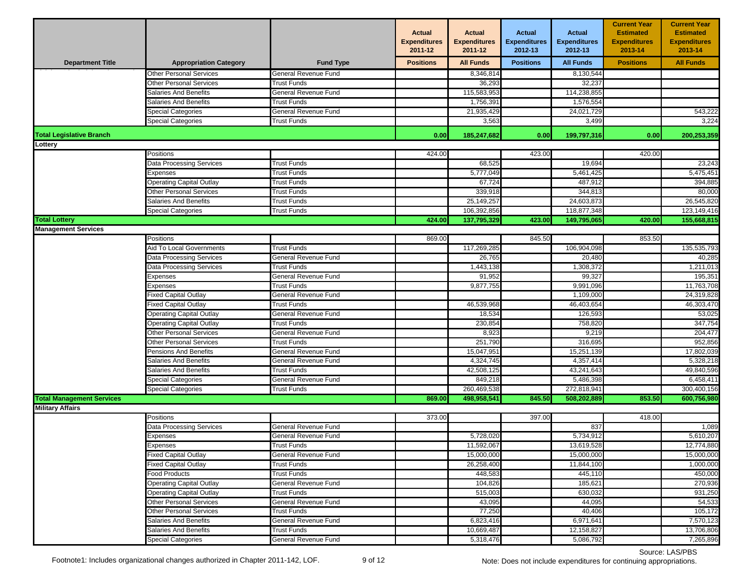| Department Title | Appropriation Category | Fund Type | Actual Expenditures 2011-12 | Actual Expenditures 2011-12 | Actual Expenditures 2012-13 | Actual Expenditures 2012-13 | Current Year Estimated Expenditures 2013-14 | Current Year Estimated Expenditures 2013-14 |
|---|---|---|---|---|---|---|---|---|
| | | | Positions | All Funds | Positions | All Funds | Positions | All Funds |
| | Other Personal Services | General Revenue Fund | | 8,346,814 | | 8,130,544 | | |
| | Other Personal Services | Trust Funds | | 36,293 | | 32,237 | | |
| | Salaries And Benefits | General Revenue Fund | | 115,583,953 | | 114,238,855 | | |
| | Salaries And Benefits | Trust Funds | | 1,756,391 | | 1,576,554 | | |
| | Special Categories | General Revenue Fund | | 21,935,429 | | 24,021,729 | | 543,222 |
| | Special Categories | Trust Funds | | 3,563 | | 3,499 | | 3,224 |
| **Total Legislative Branch** | | | **0.00** | **185,247,682** | **0.00** | **199,797,316** | **0.00** | **200,253,359** |
| **Lottery** | | | | | | | | |
| | Positions | | 424.00 | | 423.00 | | 420.00 | |
| | Data Processing Services | Trust Funds | | 68,525 | | 19,694 | | 23,243 |
| | Expenses | Trust Funds | | 5,777,049 | | 5,461,425 | | 5,475,451 |
| | Operating Capital Outlay | Trust Funds | | 67,724 | | 487,912 | | 394,885 |
| | Other Personal Services | Trust Funds | | 339,918 | | 344,813 | | 80,000 |
| | Salaries And Benefits | Trust Funds | | 25,149,257 | | 24,603,873 | | 26,545,820 |
| | Special Categories | Trust Funds | | 106,392,856 | | 118,877,348 | | 123,149,416 |
| **Total Lottery** | | | **424.00** | **137,795,329** | **423.00** | **149,795,065** | **420.00** | **155,668,815** |
| **Management Services** | | | | | | | | |
| | Positions | | 869.00 | | 845.50 | | 853.50 | |
| | Aid To Local Governments | Trust Funds | | 117,269,285 | | 106,904,098 | | 135,535,793 |
| | Data Processing Services | General Revenue Fund | | 26,765 | | 20,480 | | 40,285 |
| | Data Processing Services | Trust Funds | | 1,443,138 | | 1,308,372 | | 1,211,013 |
| | Expenses | General Revenue Fund | | 91,952 | | 99,327 | | 195,351 |
| | Expenses | Trust Funds | | 9,877,755 | | 9,991,096 | | 11,763,708 |
| | Fixed Capital Outlay | General Revenue Fund | | | | 1,109,000 | | 24,319,828 |
| | Fixed Capital Outlay | Trust Funds | | 46,539,968 | | 46,403,654 | | 46,303,470 |
| | Operating Capital Outlay | General Revenue Fund | | 18,534 | | 126,593 | | 53,025 |
| | Operating Capital Outlay | Trust Funds | | 230,854 | | 758,820 | | 347,754 |
| | Other Personal Services | General Revenue Fund | | 8,923 | | 9,219 | | 204,477 |
| | Other Personal Services | Trust Funds | | 251,790 | | 316,695 | | 952,856 |
| | Pensions And Benefits | General Revenue Fund | | 15,047,951 | | 15,251,139 | | 17,802,039 |
| | Salaries And Benefits | General Revenue Fund | | 4,324,745 | | 4,357,414 | | 5,328,218 |
| | Salaries And Benefits | Trust Funds | | 42,508,125 | | 43,241,643 | | 49,840,596 |
| | Special Categories | General Revenue Fund | | 849,218 | | 5,486,398 | | 6,458,411 |
| | Special Categories | Trust Funds | | 260,469,538 | | 272,818,941 | | 300,400,156 |
| **Total Management Services** | | | **869.00** | **498,958,541** | **845.50** | **508,202,889** | **853.50** | **600,756,980** |
| **Military Affairs** | | | | | | | | |
| | Positions | | 373.00 | | 397.00 | | 418.00 | |
| | Data Processing Services | General Revenue Fund | | | | 837 | | 1,089 |
| | Expenses | General Revenue Fund | | 5,728,020 | | 5,734,912 | | 5,610,207 |
| | Expenses | Trust Funds | | 11,592,067 | | 13,619,528 | | 12,774,880 |
| | Fixed Capital Outlay | General Revenue Fund | | 15,000,000 | | 15,000,000 | | 15,000,000 |
| | Fixed Capital Outlay | Trust Funds | | 26,258,400 | | 11,844,100 | | 1,000,000 |
| | Food Products | Trust Funds | | 448,583 | | 445,110 | | 450,000 |
| | Operating Capital Outlay | General Revenue Fund | | 104,826 | | 185,621 | | 270,936 |
| | Operating Capital Outlay | Trust Funds | | 515,003 | | 630,032 | | 931,250 |
| | Other Personal Services | General Revenue Fund | | 43,095 | | 44,095 | | 54,533 |
| | Other Personal Services | Trust Funds | | 77,250 | | 40,406 | | 105,172 |
| | Salaries And Benefits | General Revenue Fund | | 6,823,416 | | 6,971,641 | | 7,570,123 |
| | Salaries And Benefits | Trust Funds | | 10,669,487 | | 12,158,827 | | 13,706,806 |
| | Special Categories | General Revenue Fund | | 5,318,476 | | 5,086,792 | | 7,265,896 |

Footnote1: Includes organizational changes authorized in Chapter 2011-142, LOF.

Source: LAS/PBS

Note: Does not include expenditures for continuing appropriations.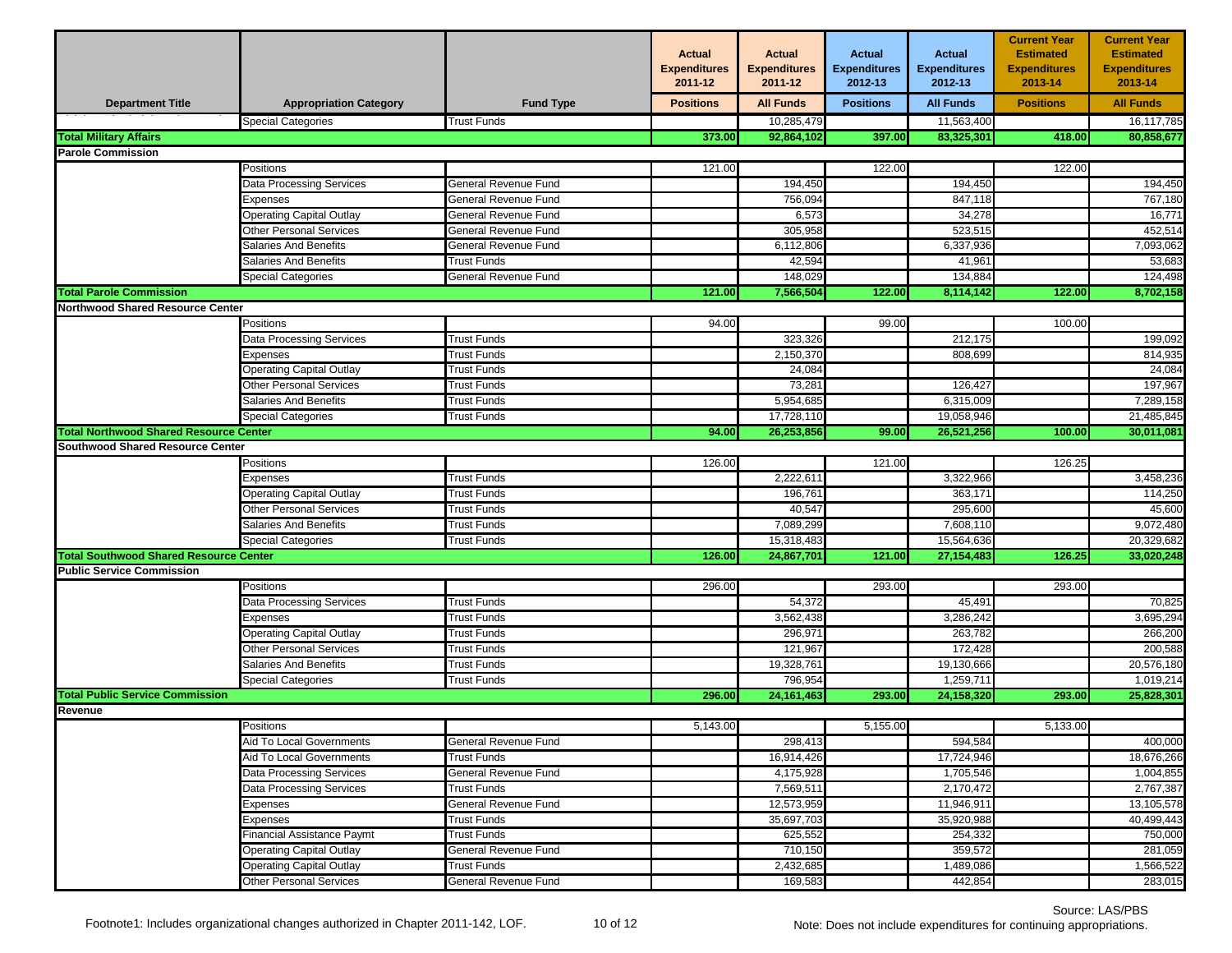| Department Title | Appropriation Category | Fund Type | Actual Expenditures 2011-12 | Actual Expenditures 2011-12 | Actual Expenditures 2012-13 | Actual Expenditures 2012-13 | Current Year Estimated Expenditures 2013-14 | Current Year Estimated Expenditures 2013-14 |
|---|---|---|---|---|---|---|---|---|
| | | | Positions | All Funds | Positions | All Funds | Positions | All Funds |
| | Special Categories | Trust Funds | | 10,285,479 | | 11,563,400 | | 16,117,785 |
| **Total Military Affairs** | | | **373.00** | **92,864,102** | **397.00** | **83,325,301** | **418.00** | **80,858,677** |
| **Parole Commission** | | | | | | | | |
| | Positions | | 121.00 | | 122.00 | | 122.00 | |
| | Data Processing Services | General Revenue Fund | | 194,450 | | 194,450 | | 194,450 |
| | Expenses | General Revenue Fund | | 756,094 | | 847,118 | | 767,180 |
| | Operating Capital Outlay | General Revenue Fund | | 6,573 | | 34,278 | | 16,771 |
| | Other Personal Services | General Revenue Fund | | 305,958 | | 523,515 | | 452,514 |
| | Salaries And Benefits | General Revenue Fund | | 6,112,806 | | 6,337,936 | | 7,093,062 |
| | Salaries And Benefits | Trust Funds | | 42,594 | | 41,961 | | 53,683 |
| | Special Categories | General Revenue Fund | | 148,029 | | 134,884 | | 124,498 |
| **Total Parole Commission** | | | **121.00** | **7,566,504** | **122.00** | **8,114,142** | **122.00** | **8,702,158** |
| **Northwood Shared Resource Center** | | | | | | | | |
| | Positions | | 94.00 | | 99.00 | | 100.00 | |
| | Data Processing Services | Trust Funds | | 323,326 | | 212,175 | | 199,092 |
| | Expenses | Trust Funds | | 2,150,370 | | 808,699 | | 814,935 |
| | Operating Capital Outlay | Trust Funds | | 24,084 | | | | 24,084 |
| | Other Personal Services | Trust Funds | | 73,281 | | 126,427 | | 197,967 |
| | Salaries And Benefits | Trust Funds | | 5,954,685 | | 6,315,009 | | 7,289,158 |
| | Special Categories | Trust Funds | | 17,728,110 | | 19,058,946 | | 21,485,845 |
| **Total Northwood Shared Resource Center** | | | **94.00** | **26,253,856** | **99.00** | **26,521,256** | **100.00** | **30,011,081** |
| **Southwood Shared Resource Center** | | | | | | | | |
| | Positions | | 126.00 | | 121.00 | | 126.25 | |
| | Expenses | Trust Funds | | 2,222,611 | | 3,322,966 | | 3,458,236 |
| | Operating Capital Outlay | Trust Funds | | 196,761 | | 363,171 | | 114,250 |
| | Other Personal Services | Trust Funds | | 40,547 | | 295,600 | | 45,600 |
| | Salaries And Benefits | Trust Funds | | 7,089,299 | | 7,608,110 | | 9,072,480 |
| | Special Categories | Trust Funds | | 15,318,483 | | 15,564,636 | | 20,329,682 |
| **Total Southwood Shared Resource Center** | | | **126.00** | **24,867,701** | **121.00** | **27,154,483** | **126.25** | **33,020,248** |
| **Public Service Commission** | | | | | | | | |
| | Positions | | 296.00 | | 293.00 | | 293.00 | |
| | Data Processing Services | Trust Funds | | 54,372 | | 45,491 | | 70,825 |
| | Expenses | Trust Funds | | 3,562,438 | | 3,286,242 | | 3,695,294 |
| | Operating Capital Outlay | Trust Funds | | 296,971 | | 263,782 | | 266,200 |
| | Other Personal Services | Trust Funds | | 121,967 | | 172,428 | | 200,588 |
| | Salaries And Benefits | Trust Funds | | 19,328,761 | | 19,130,666 | | 20,576,180 |
| | Special Categories | Trust Funds | | 796,954 | | 1,259,711 | | 1,019,214 |
| **Total Public Service Commission** | | | **296.00** | **24,161,463** | **293.00** | **24,158,320** | **293.00** | **25,828,301** |
| **Revenue** | | | | | | | | |
| | Positions | | 5,143.00 | | 5,155.00 | | 5,133.00 | |
| | Aid To Local Governments | General Revenue Fund | | 298,413 | | 594,584 | | 400,000 |
| | Aid To Local Governments | Trust Funds | | 16,914,426 | | 17,724,946 | | 18,676,266 |
| | Data Processing Services | General Revenue Fund | | 4,175,928 | | 1,705,546 | | 1,004,855 |
| | Data Processing Services | Trust Funds | | 7,569,511 | | 2,170,472 | | 2,767,387 |
| | Expenses | General Revenue Fund | | 12,573,959 | | 11,946,911 | | 13,105,578 |
| | Expenses | Trust Funds | | 35,697,703 | | 35,920,988 | | 40,499,443 |
| | Financial Assistance Paymt | Trust Funds | | 625,552 | | 254,332 | | 750,000 |
| | Operating Capital Outlay | General Revenue Fund | | 710,150 | | 359,572 | | 281,059 |
| | Operating Capital Outlay | Trust Funds | | 2,432,685 | | 1,489,086 | | 1,566,522 |
| | Other Personal Services | General Revenue Fund | | 169,583 | | 442,854 | | 283,015 |

Footnote1: Includes organizational changes authorized in Chapter 2011-142, LOF.

Source: LAS/PBS

Note: Does not include expenditures for continuing appropriations.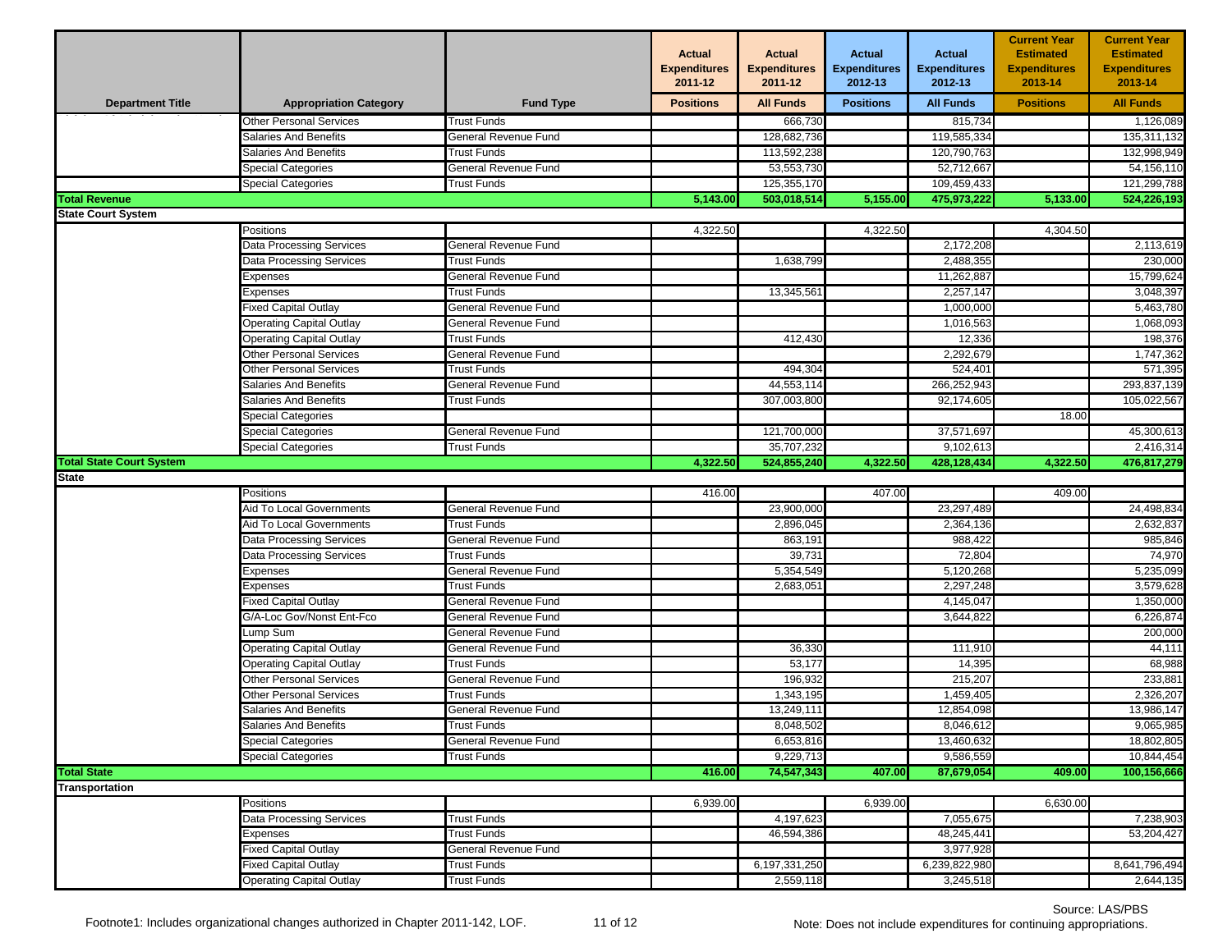| Department Title | Appropriation Category | Fund Type | Actual Expenditures 2011-12 | Actual Expenditures 2011-12 | Actual Expenditures 2012-13 | Actual Expenditures 2012-13 | Current Year Estimated Expenditures 2013-14 | Current Year Estimated Expenditures 2013-14 |
|---|---|---|---|---|---|---|---|---|
| | | | Positions | All Funds | Positions | All Funds | Positions | All Funds |
| | Other Personal Services | Trust Funds | | 666,730 | | 815,734 | | 1,126,089 |
| | Salaries And Benefits | General Revenue Fund | | 128,682,736 | | 119,585,334 | | 135,311,132 |
| | Salaries And Benefits | Trust Funds | | 113,592,238 | | 120,790,763 | | 132,998,949 |
| | Special Categories | General Revenue Fund | | 53,553,730 | | 52,712,667 | | 54,156,110 |
| | Special Categories | Trust Funds | | 125,355,170 | | 109,459,433 | | 121,299,788 |
| **Total Revenue** | | | **5,143.00** | **503,018,514** | **5,155.00** | **475,973,222** | **5,133.00** | **524,226,193** |
| **State Court System** | | | | | | | | |
| | Positions | | 4,322.50 | | 4,322.50 | | 4,304.50 | |
| | Data Processing Services | General Revenue Fund | | | | 2,172,208 | | 2,113,619 |
| | Data Processing Services | Trust Funds | | 1,638,799 | | 2,488,355 | | 230,000 |
| | Expenses | General Revenue Fund | | | | 11,262,887 | | 15,799,624 |
| | Expenses | Trust Funds | | 13,345,561 | | 2,257,147 | | 3,048,397 |
| | Fixed Capital Outlay | General Revenue Fund | | | | 1,000,000 | | 5,463,780 |
| | Operating Capital Outlay | General Revenue Fund | | | | 1,016,563 | | 1,068,093 |
| | Operating Capital Outlay | Trust Funds | | 412,430 | | 12,336 | | 198,376 |
| | Other Personal Services | General Revenue Fund | | | | 2,292,679 | | 1,747,362 |
| | Other Personal Services | Trust Funds | | 494,304 | | 524,401 | | 571,395 |
| | Salaries And Benefits | General Revenue Fund | | 44,553,114 | | 266,252,943 | | 293,837,139 |
| | Salaries And Benefits | Trust Funds | | 307,003,800 | | 92,174,605 | | 105,022,567 |
| | Special Categories | | | | | | 18.00 | |
| | Special Categories | General Revenue Fund | | 121,700,000 | | 37,571,697 | | 45,300,613 |
| | Special Categories | Trust Funds | | 35,707,232 | | 9,102,613 | | 2,416,314 |
| **Total State Court System** | | | **4,322.50** | **524,855,240** | **4,322.50** | **428,128,434** | **4,322.50** | **476,817,279** |
| **State** | | | | | | | | |
| | Positions | | 416.00 | | 407.00 | | 409.00 | |
| | Aid To Local Governments | General Revenue Fund | | 23,900,000 | | 23,297,489 | | 24,498,834 |
| | Aid To Local Governments | Trust Funds | | 2,896,045 | | 2,364,136 | | 2,632,837 |
| | Data Processing Services | General Revenue Fund | | 863,191 | | 988,422 | | 985,846 |
| | Data Processing Services | Trust Funds | | 39,731 | | 72,804 | | 74,970 |
| | Expenses | General Revenue Fund | | 5,354,549 | | 5,120,268 | | 5,235,099 |
| | Expenses | Trust Funds | | 2,683,051 | | 2,297,248 | | 3,579,628 |
| | Fixed Capital Outlay | General Revenue Fund | | | | 4,145,047 | | 1,350,000 |
| | G/A-Loc Gov/Nonst Ent-Fco | General Revenue Fund | | | | 3,644,822 | | 6,226,874 |
| | Lump Sum | General Revenue Fund | | | | | | 200,000 |
| | Operating Capital Outlay | General Revenue Fund | | 36,330 | | 111,910 | | 44,111 |
| | Operating Capital Outlay | Trust Funds | | 53,177 | | 14,395 | | 68,988 |
| | Other Personal Services | General Revenue Fund | | 196,932 | | 215,207 | | 233,881 |
| | Other Personal Services | Trust Funds | | 1,343,195 | | 1,459,405 | | 2,326,207 |
| | Salaries And Benefits | General Revenue Fund | | 13,249,111 | | 12,854,098 | | 13,986,147 |
| | Salaries And Benefits | Trust Funds | | 8,048,502 | | 8,046,612 | | 9,065,985 |
| | Special Categories | General Revenue Fund | | 6,653,816 | | 13,460,632 | | 18,802,805 |
| | Special Categories | Trust Funds | | 9,229,713 | | 9,586,559 | | 10,844,454 |
| **Total State** | | | **416.00** | **74,547,343** | **407.00** | **87,679,054** | **409.00** | **100,156,666** |
| **Transportation** | | | | | | | | |
| | Positions | | 6,939.00 | | 6,939.00 | | 6,630.00 | |
| | Data Processing Services | Trust Funds | | 4,197,623 | | 7,055,675 | | 7,238,903 |
| | Expenses | Trust Funds | | 46,594,386 | | 48,245,441 | | 53,204,427 |
| | Fixed Capital Outlay | General Revenue Fund | | | | 3,977,928 | | |
| | Fixed Capital Outlay | Trust Funds | | 6,197,331,250 | | 6,239,822,980 | | 8,641,796,494 |
| | Operating Capital Outlay | Trust Funds | | 2,559,118 | | 3,245,518 | | 2,644,135 |

Footnote1: Includes organizational changes authorized in Chapter 2011-142, LOF.

Source: LAS/PBS

Note: Does not include expenditures for continuing appropriations.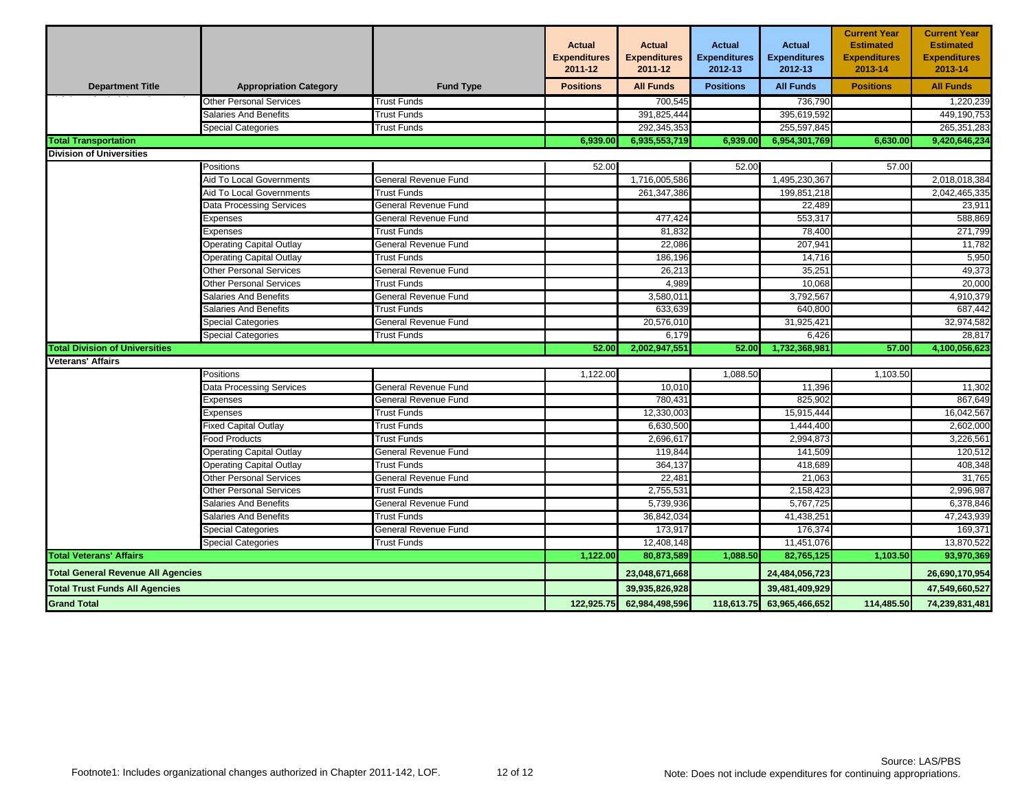| Department Title | Appropriation Category | Fund Type | Actual Expenditures 2011-12 Positions | Actual Expenditures 2011-12 All Funds | Actual Expenditures 2012-13 Positions | Actual Expenditures 2012-13 All Funds | Current Year Estimated Expenditures 2013-14 Positions | Current Year Estimated Expenditures 2013-14 All Funds |
|---|---|---|---|---|---|---|---|---|
| | Other Personal Services | Trust Funds | | 700,545 | | 736,790 | | 1,220,239 |
| | Salaries And Benefits | Trust Funds | | 391,825,444 | | 395,619,592 | | 449,190,753 |
| | Special Categories | Trust Funds | | 292,345,353 | | 255,597,845 | | 265,351,283 |
| **Total Transportation** | | | **6,939.00** | **6,935,553,719** | **6,939.00** | **6,954,301,769** | **6,630.00** | **9,420,646,234** |
| **Division of Universities** | | | | | | | | |
| | Positions | | 52.00 | | 52.00 | | 57.00 | |
| | Aid To Local Governments | General Revenue Fund | | 1,716,005,586 | | 1,495,230,367 | | 2,018,018,384 |
| | Aid To Local Governments | Trust Funds | | 261,347,386 | | 199,851,218 | | 2,042,465,335 |
| | Data Processing Services | General Revenue Fund | | | | 22,489 | | 23,911 |
| | Expenses | General Revenue Fund | | 477,424 | | 553,317 | | 588,869 |
| | Expenses | Trust Funds | | 81,832 | | 78,400 | | 271,799 |
| | Operating Capital Outlay | General Revenue Fund | | 22,086 | | 207,941 | | 11,782 |
| | Operating Capital Outlay | Trust Funds | | 186,196 | | 14,716 | | 5,950 |
| | Other Personal Services | General Revenue Fund | | 26,213 | | 35,251 | | 49,373 |
| | Other Personal Services | Trust Funds | | 4,989 | | 10,068 | | 20,000 |
| | Salaries And Benefits | General Revenue Fund | | 3,580,011 | | 3,792,567 | | 4,910,379 |
| | Salaries And Benefits | Trust Funds | | 633,639 | | 640,800 | | 687,442 |
| | Special Categories | General Revenue Fund | | 20,576,010 | | 31,925,421 | | 32,974,582 |
| | Special Categories | Trust Funds | | 6,179 | | 6,426 | | 28,817 |
| **Total Division of Universities** | | | **52.00** | **2,002,947,551** | **52.00** | **1,732,368,981** | **57.00** | **4,100,056,623** |
| **Veterans' Affairs** | | | | | | | | |
| | Positions | | 1,122.00 | | 1,088.50 | | 1,103.50 | |
| | Data Processing Services | General Revenue Fund | | 10,010 | | 11,396 | | 11,302 |
| | Expenses | General Revenue Fund | | 780,431 | | 825,902 | | 867,649 |
| | Expenses | Trust Funds | | 12,330,003 | | 15,915,444 | | 16,042,567 |
| | Fixed Capital Outlay | Trust Funds | | 6,630,500 | | 1,444,400 | | 2,602,000 |
| | Food Products | Trust Funds | | 2,696,617 | | 2,994,873 | | 3,226,561 |
| | Operating Capital Outlay | General Revenue Fund | | 119,844 | | 141,509 | | 120,512 |
| | Operating Capital Outlay | Trust Funds | | 364,137 | | 418,689 | | 408,348 |
| | Other Personal Services | General Revenue Fund | | 22,481 | | 21,063 | | 31,765 |
| | Other Personal Services | Trust Funds | | 2,755,531 | | 2,158,423 | | 2,996,987 |
| | Salaries And Benefits | General Revenue Fund | | 5,739,936 | | 5,767,725 | | 6,378,846 |
| | Salaries And Benefits | Trust Funds | | 36,842,034 | | 41,438,251 | | 47,243,939 |
| | Special Categories | General Revenue Fund | | 173,917 | | 176,374 | | 169,371 |
| | Special Categories | Trust Funds | | 12,408,148 | | 11,451,076 | | 13,870,522 |
| **Total Veterans' Affairs** | | | **1,122.00** | **80,873,589** | **1,088.50** | **82,765,125** | **1,103.50** | **93,970,369** |
| **Total General Revenue All Agencies** | | | | **23,048,671,668** | | **24,484,056,723** | | **26,690,170,954** |
| **Total Trust Funds All Agencies** | | | | **39,935,826,928** | | **39,481,409,929** | | **47,549,660,527** |
| **Grand Total** | | | **122,925.75** | **62,984,498,596** | **118,613.75** | **63,965,466,652** | **114,485.50** | **74,239,831,481** |

Footnote1: Includes organizational changes authorized in Chapter 2011-142, LOF.

Source: LAS/PBS

Note: Does not include expenditures for continuing appropriations.